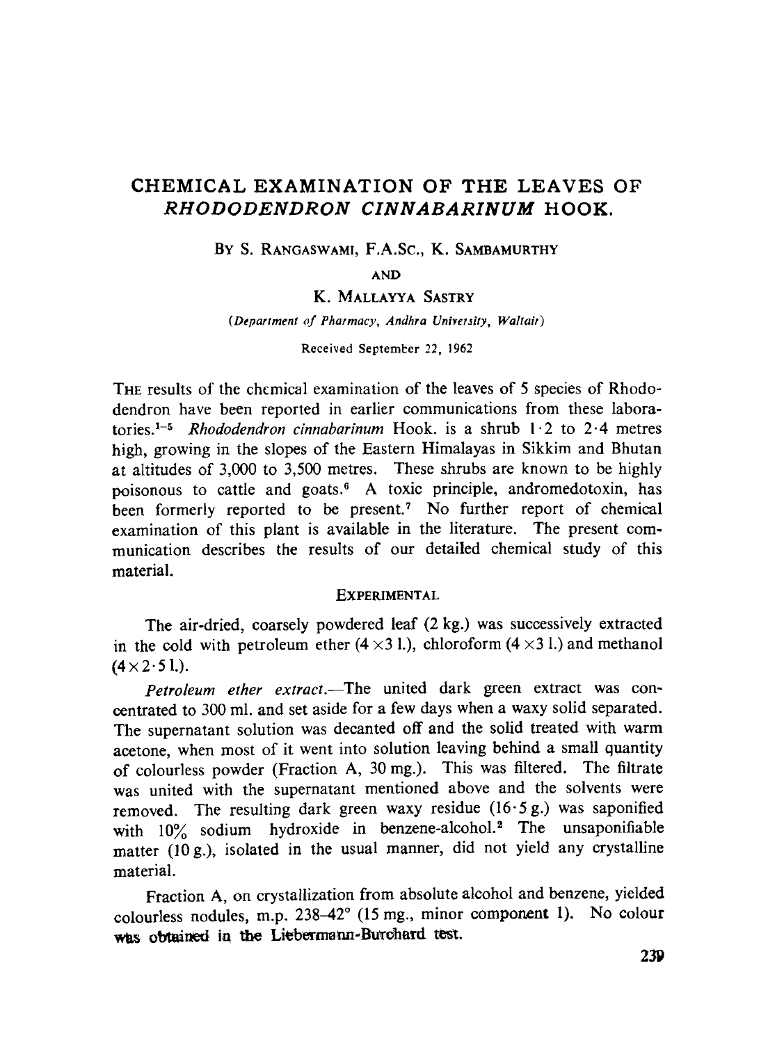# CHEMICAL EXAMINATION OF THE LEAVES OF *RHODODENDRON CINNABARINUM* HOOK.

By S. Rangaswami, F.A.Sc., K. Sambamurthy

and

K. Mallayya Sastry

*(Department of Pharmacy, Andhra University, Waltair)*

Received September 22, 1962

The results of the chemical examination of the leaves of 5 species of Rhododendron have been reported in earlier communications from these laboratories.[1-5] *Rhododendron cinnabarinum* Hook. is a shrub 1·2 to 2·4 metres high, growing in the slopes of the Eastern Himalayas in Sikkim and Bhutan at altitudes of 3,000 to 3,500 metres. These shrubs are known to be highly poisonous to cattle and goats.[6] A toxic principle, andromedotoxin, has been formerly reported to be present.[7] No further report of chemical examination of this plant is available in the literature. The present communication describes the results of our detailed chemical study of this material.

## Experimental

The air-dried, coarsely powdered leaf (2 kg.) was successively extracted in the cold with petroleum ether ($4 \times 3$ l.), chloroform ($4 \times 3$ l.) and methanol ($4 \times 2 \cdot 5$ l.).

*Petroleum ether extract.*—The united dark green extract was concentrated to 300 ml. and set aside for a few days when a waxy solid separated. The supernatant solution was decanted off and the solid treated with warm acetone, when most of it went into solution leaving behind a small quantity of colourless powder (Fraction A, 30 mg.). This was filtered. The filtrate was united with the supernatant mentioned above and the solvents were removed. The resulting dark green waxy residue (16·5 g.) was saponified with 10% sodium hydroxide in benzene-alcohol.[2] The unsaponifiable matter (10 g.), isolated in the usual manner, did not yield any crystalline material.

Fraction A, on crystallization from absolute alcohol and benzene, yielded colourless nodules, m.p. 238–42° (15 mg., minor component 1). No colour was obtained in the Liebermann-Burchard test.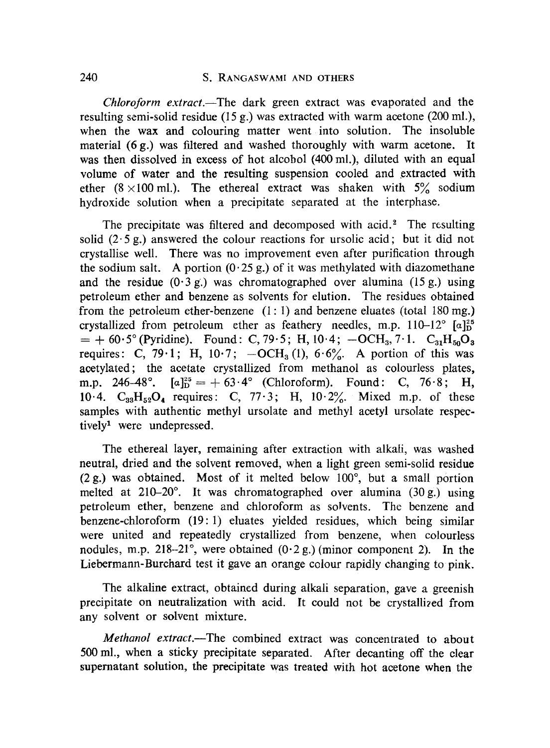*Chloroform extract*.—The dark green extract was evaporated and the resulting semi-solid residue (15 g.) was extracted with warm acetone (200 ml.), when the wax and colouring matter went into solution. The insoluble material (6 g.) was filtered and washed thoroughly with warm acetone. It was then dissolved in excess of hot alcohol (400 ml.), diluted with an equal volume of water and the resulting suspension cooled and extracted with ether (8 ×100 ml.). The ethereal extract was shaken with 5% sodium hydroxide solution when a precipitate separated at the interphase.

The precipitate was filtered and decomposed with acid.[2] The resulting solid (2·5 g.) answered the colour reactions for ursolic acid; but it did not crystallise well. There was no improvement even after purification through the sodium salt. A portion (0·25 g.) of it was methylated with diazomethane and the residue (0·3 g.) was chromatographed over alumina (15 g.) using petroleum ether and benzene as solvents for elution. The residues obtained from the petroleum ether-benzene (1 : 1) and benzene eluates (total 180 mg.) crystallized from petroleum ether as feathery needles, m.p. 110–12° $[\alpha]_D^{25} = + 60 \cdot 5°$ (Pyridine). Found: C, 79·5; H, 10·4; $-OCH_3$, 7·1. $C_{31}H_{50}O_3$ requires: C, 79·1; H, 10·7; $-OCH_3$ (1), 6·6%. A portion of this was acetylated; the acetate crystallized from methanol as colourless plates, m.p. 246–48°. $[\alpha]_D^{25} = + 63 \cdot 4°$ (Chloroform). Found: C, 76·8; H, 10·4. $C_{33}H_{52}O_4$ requires: C, 77·3; H, 10·2%. Mixed m.p. of these samples with authentic methyl ursolate and methyl acetyl ursolate respectively[1] were undepressed.

The ethereal layer, remaining after extraction with alkali, was washed neutral, dried and the solvent removed, when a light green semi-solid residue (2 g.) was obtained. Most of it melted below 100°, but a small portion melted at 210–20°. It was chromatographed over alumina (30 g.) using petroleum ether, benzene and chloroform as solvents. The benzene and benzene-chloroform (19 : 1) eluates yielded residues, which being similar were united and repeatedly crystallized from benzene, when colourless nodules, m.p. 218–21°, were obtained (0·2 g.) (minor component 2). In the Liebermann-Burchard test it gave an orange colour rapidly changing to pink.

The alkaline extract, obtained during alkali separation, gave a greenish precipitate on neutralization with acid. It could not be crystallized from any solvent or solvent mixture.

*Methanol extract*.—The combined extract was concentrated to about 500 ml., when a sticky precipitate separated. After decanting off the clear supernatant solution, the precipitate was treated with hot acetone when the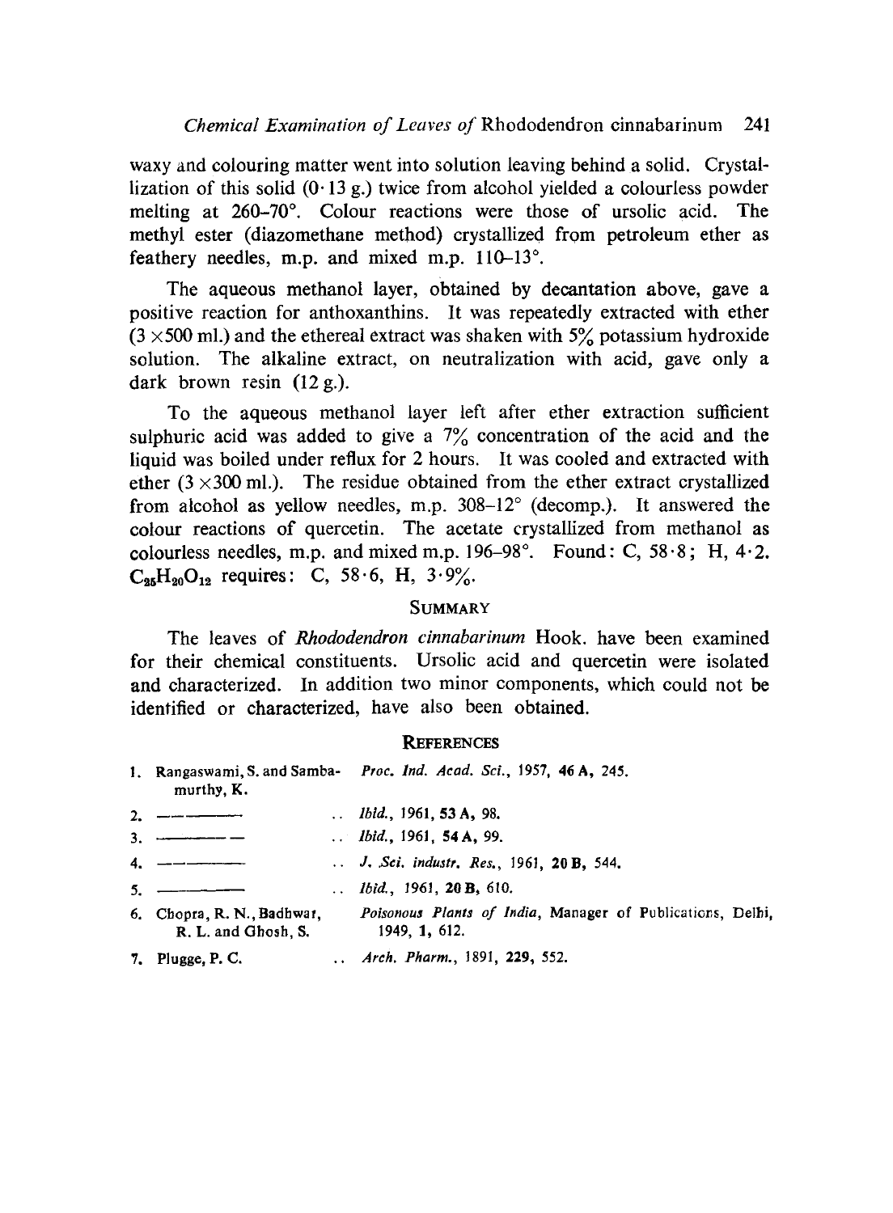waxy and colouring matter went into solution leaving behind a solid. Crystallization of this solid (0·13 g.) twice from alcohol yielded a colourless powder melting at 260–70°. Colour reactions were those of ursolic acid. The methyl ester (diazomethane method) crystallized from petroleum ether as feathery needles, m.p. and mixed m.p. 110–13°.

The aqueous methanol layer, obtained by decantation above, gave a positive reaction for anthoxanthins. It was repeatedly extracted with ether (3 ×500 ml.) and the ethereal extract was shaken with 5% potassium hydroxide solution. The alkaline extract, on neutralization with acid, gave only a dark brown resin (12 g.).

To the aqueous methanol layer left after ether extraction sufficient sulphuric acid was added to give a 7% concentration of the acid and the liquid was boiled under reflux for 2 hours. It was cooled and extracted with ether (3 ×300 ml.). The residue obtained from the ether extract crystallized from alcohol as yellow needles, m.p. 308–12° (decomp.). It answered the colour reactions of quercetin. The acetate crystallized from methanol as colourless needles, m.p. and mixed m.p. 196–98°. Found: C, 58·8; H, 4·2. $C_{25}H_{20}O_{12}$ requires: C, 58·6, H, 3·9%.

## Summary

The leaves of *Rhododendron cinnabarinum* Hook. have been examined for their chemical constituents. Ursolic acid and quercetin were isolated and characterized. In addition two minor components, which could not be identified or characterized, have also been obtained.

## References

1. Rangaswami, S. and Sambamurthy, K. .. *Proc. Ind. Acad. Sci.*, 1957, **46 A**, 245.
2. ——— .. *Ibid.*, 1961, **53 A**, 98.
3. ——— .. *Ibid.*, 1961, **54 A**, 99.
4. ——— .. *J. Sci. industr. Res.*, 1961, **20 B**, 544.
5. ——— .. *Ibid.*, 1961, **20 B**, 610.
6. Chopra, R. N., Badhwar, R. L. and Ghosh, S. *Poisonous Plants of India*, Manager of Publications, Delhi, 1949, **1**, 612.
7. Plugge, P. C. .. *Arch. Pharm.*, 1891, **229**, 552.